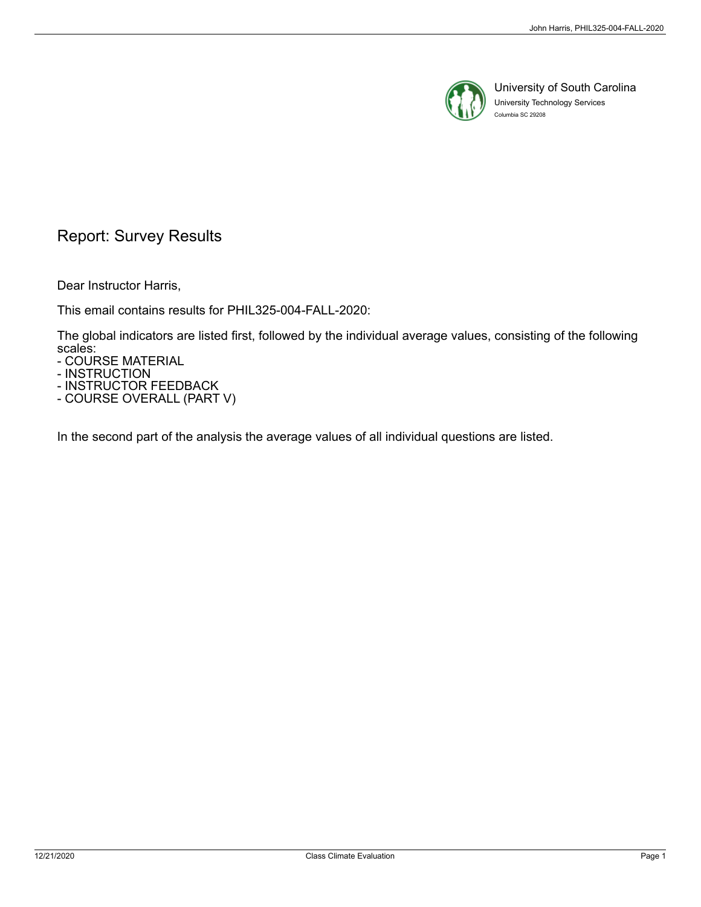University of South Carolina
University Technology Services
Columbia SC 29208

# Report: Survey Results

Dear Instructor Harris,

This email contains results for PHIL325-004-FALL-2020:

The global indicators are listed first, followed by the individual average values, consisting of the following scales:
- COURSE MATERIAL
- INSTRUCTION
- INSTRUCTOR FEEDBACK
- COURSE OVERALL (PART V)

In the second part of the analysis the average values of all individual questions are listed.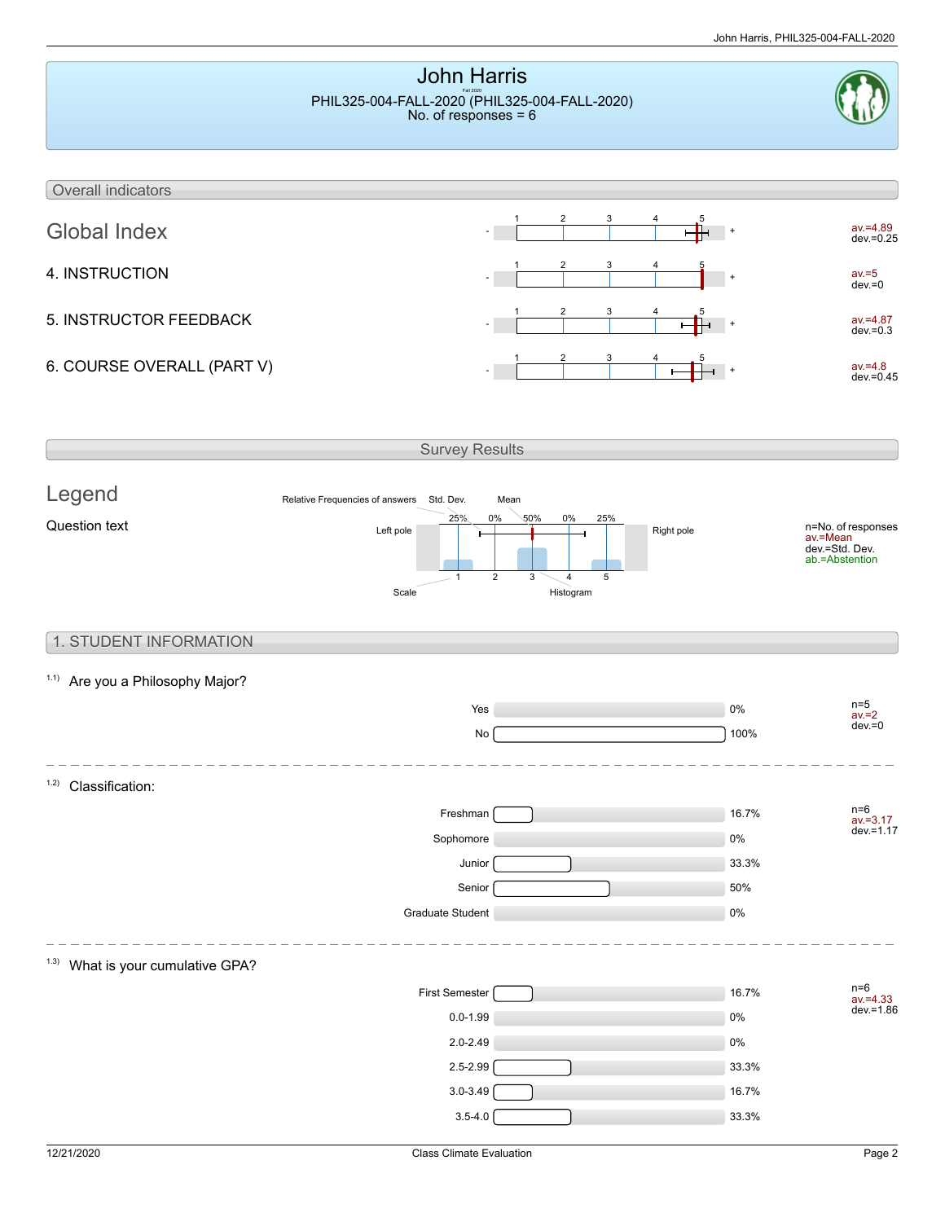# John Harris

PHIL325-004-FALL-2020 (PHIL325-004-FALL-2020)
No. of responses = 6

## Overall indicators

| Indicator | Scale | Values |
|---|---|---|
| Global Index | - 1 2 3 4 5 + | av.=4.89, dev.=0.25 |
| 4. INSTRUCTION | - 1 2 3 4 5 + | av.=5, dev.=0 |
| 5. INSTRUCTOR FEEDBACK | - 1 2 3 4 5 + | av.=4.87, dev.=0.3 |
| 6. COURSE OVERALL (PART V) | - 1 2 3 4 5 + | av.=4.8, dev.=0.45 |

## Survey Results

### Legend

Question text

Relative Frequencies of answers, Std. Dev., Mean

Left pole — 25% 0% 50% 0% 25% — Right pole

Scale: 1 2 3 4 5 — Histogram

n=No. of responses
av.=Mean
dev.=Std. Dev.
ab.=Abstention

## 1. STUDENT INFORMATION

1.1) Are you a Philosophy Major?

| Answer | Percentage |
|---|---|
| Yes | 0% |
| No | 100% |

n=5, av.=2, dev.=0

---

1.2) Classification:

| Answer | Percentage |
|---|---|
| Freshman | 16.7% |
| Sophomore | 0% |
| Junior | 33.3% |
| Senior | 50% |
| Graduate Student | 0% |

n=6, av.=3.17, dev.=1.17

---

1.3) What is your cumulative GPA?

| Answer | Percentage |
|---|---|
| First Semester | 16.7% |
| 0.0-1.99 | 0% |
| 2.0-2.49 | 0% |
| 2.5-2.99 | 33.3% |
| 3.0-3.49 | 16.7% |
| 3.5-4.0 | 33.3% |

n=6, av.=4.33, dev.=1.86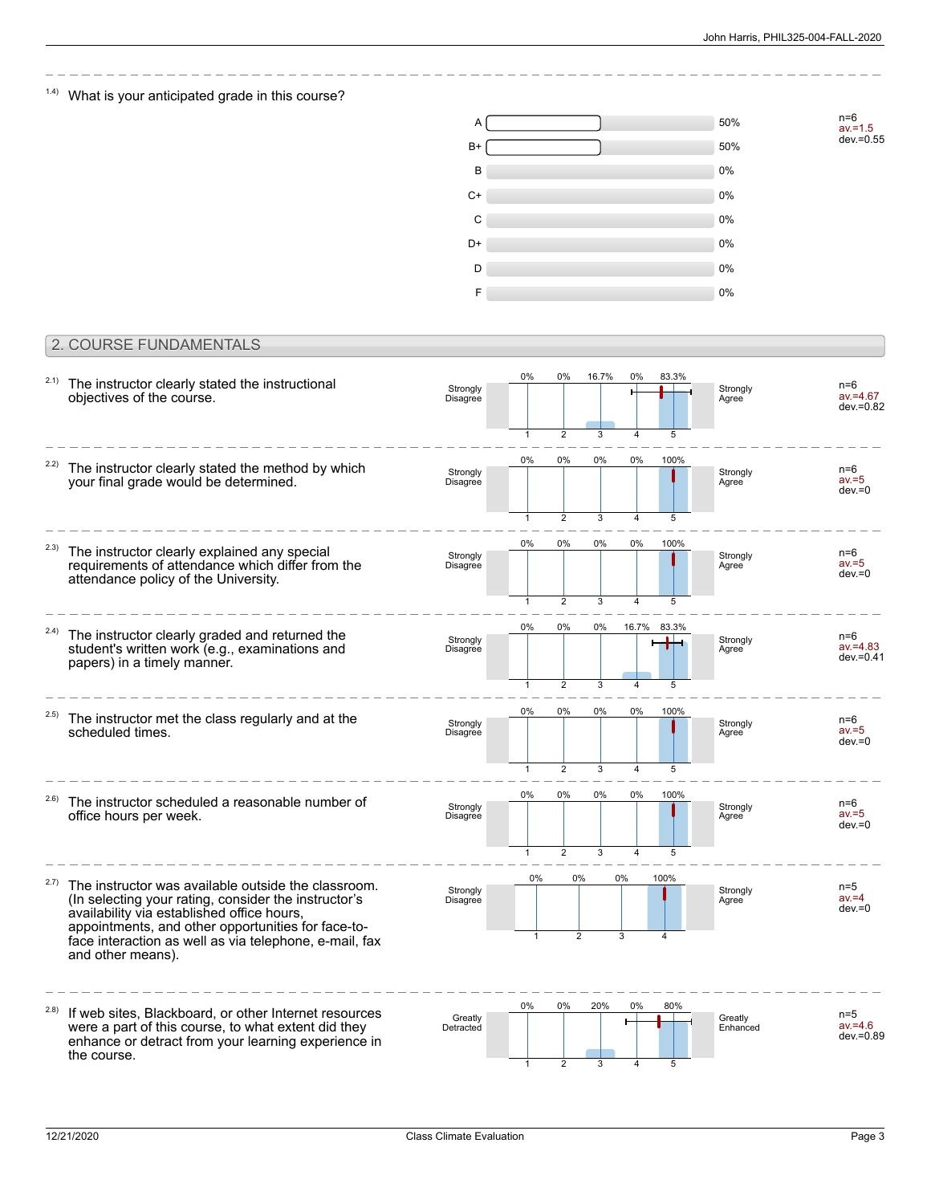1.4) What is your anticipated grade in this course?

| Grade | Percentage |
| --- | --- |
| A | 50% |
| B+ | 50% |
| B | 0% |
| C+ | 0% |
| C | 0% |
| D+ | 0% |
| D | 0% |
| F | 0% |

n=6
av.=1.5
dev.=0.55

## 2. COURSE FUNDAMENTALS

2.1) The instructor clearly stated the instructional objectives of the course.

| Strongly Disagree | 1 | 2 | 3 | 4 | 5 | Strongly Agree |
| --- | --- | --- | --- | --- | --- | --- |
| | 0% | 0% | 16.7% | 0% | 83.3% | |

n=6
av.=4.67
dev.=0.82

2.2) The instructor clearly stated the method by which your final grade would be determined.

| Strongly Disagree | 1 | 2 | 3 | 4 | 5 | Strongly Agree |
| --- | --- | --- | --- | --- | --- | --- |
| | 0% | 0% | 0% | 0% | 100% | |

n=6
av.=5
dev.=0

2.3) The instructor clearly explained any special requirements of attendance which differ from the attendance policy of the University.

| Strongly Disagree | 1 | 2 | 3 | 4 | 5 | Strongly Agree |
| --- | --- | --- | --- | --- | --- | --- |
| | 0% | 0% | 0% | 0% | 100% | |

n=6
av.=5
dev.=0

2.4) The instructor clearly graded and returned the student's written work (e.g., examinations and papers) in a timely manner.

| Strongly Disagree | 1 | 2 | 3 | 4 | 5 | Strongly Agree |
| --- | --- | --- | --- | --- | --- | --- |
| | 0% | 0% | 0% | 16.7% | 83.3% | |

n=6
av.=4.83
dev.=0.41

2.5) The instructor met the class regularly and at the scheduled times.

| Strongly Disagree | 1 | 2 | 3 | 4 | 5 | Strongly Agree |
| --- | --- | --- | --- | --- | --- | --- |
| | 0% | 0% | 0% | 0% | 100% | |

n=6
av.=5
dev.=0

2.6) The instructor scheduled a reasonable number of office hours per week.

| Strongly Disagree | 1 | 2 | 3 | 4 | 5 | Strongly Agree |
| --- | --- | --- | --- | --- | --- | --- |
| | 0% | 0% | 0% | 0% | 100% | |

n=6
av.=5
dev.=0

2.7) The instructor was available outside the classroom. (In selecting your rating, consider the instructor's availability via established office hours, appointments, and other opportunities for face-to-face interaction as well as via telephone, e-mail, fax and other means).

| Strongly Disagree | 1 | 2 | 3 | 4 | Strongly Agree |
| --- | --- | --- | --- | --- | --- |
| | 0% | 0% | 0% | 100% | |

n=5
av.=4
dev.=0

2.8) If web sites, Blackboard, or other Internet resources were a part of this course, to what extent did they enhance or detract from your learning experience in the course.

| Greatly Detracted | 1 | 2 | 3 | 4 | 5 | Greatly Enhanced |
| --- | --- | --- | --- | --- | --- | --- |
| | 0% | 0% | 20% | 0% | 80% | |

n=5
av.=4.6
dev.=0.89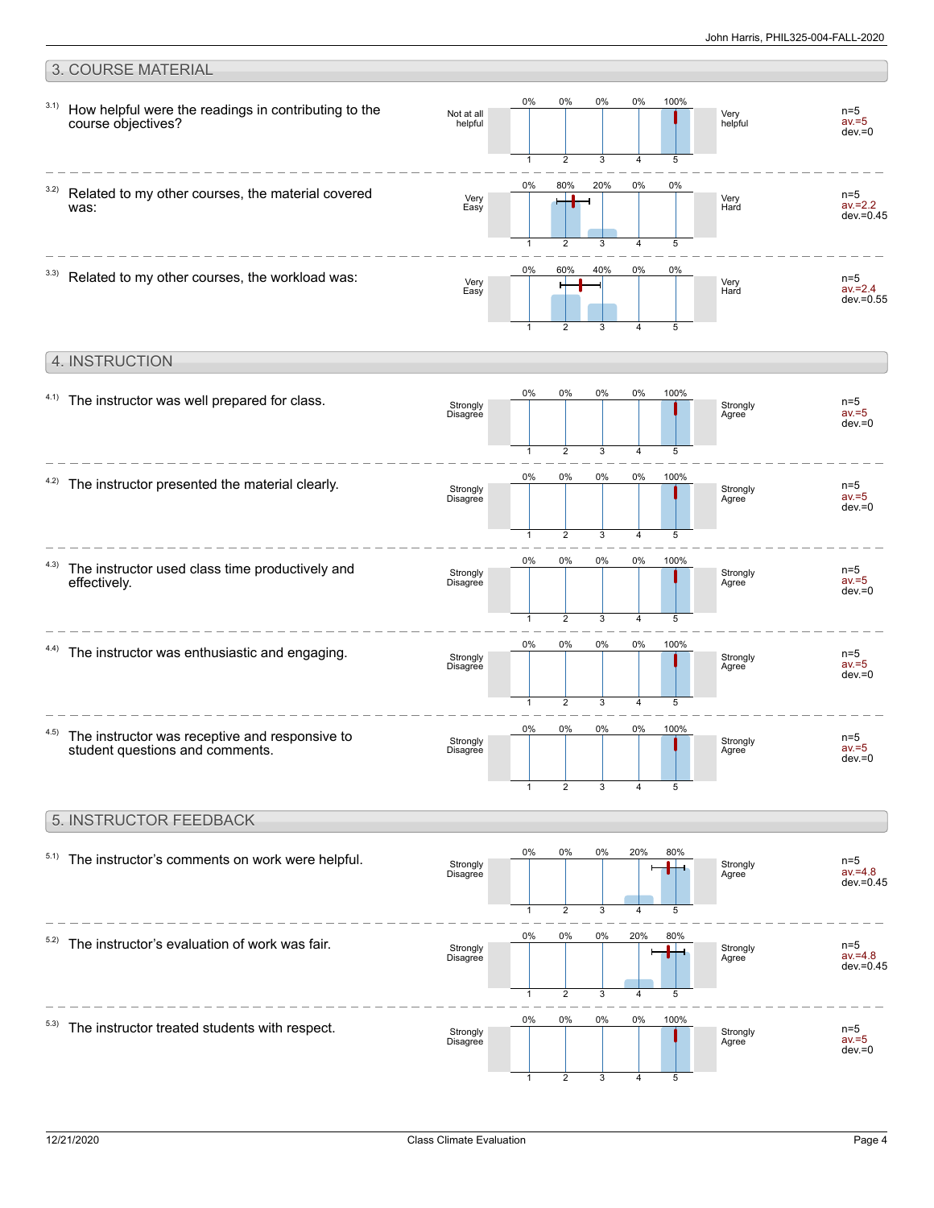## 3. COURSE MATERIAL

| | Question | Left anchor | 1 | 2 | 3 | 4 | 5 | Right anchor | n | av. | dev. |
|---|---|---|---|---|---|---|---|---|---|---|---|
| 3.1) | How helpful were the readings in contributing to the course objectives? | Not at all helpful | 0% | 0% | 0% | 0% | 100% | Very helpful | 5 | 5 | 0 |
| 3.2) | Related to my other courses, the material covered was: | Very Easy | 0% | 80% | 20% | 0% | 0% | Very Hard | 5 | 2.2 | 0.45 |
| 3.3) | Related to my other courses, the workload was: | Very Easy | 0% | 60% | 40% | 0% | 0% | Very Hard | 5 | 2.4 | 0.55 |

## 4. INSTRUCTION

| | Question | Left anchor | 1 | 2 | 3 | 4 | 5 | Right anchor | n | av. | dev. |
|---|---|---|---|---|---|---|---|---|---|---|---|
| 4.1) | The instructor was well prepared for class. | Strongly Disagree | 0% | 0% | 0% | 0% | 100% | Strongly Agree | 5 | 5 | 0 |
| 4.2) | The instructor presented the material clearly. | Strongly Disagree | 0% | 0% | 0% | 0% | 100% | Strongly Agree | 5 | 5 | 0 |
| 4.3) | The instructor used class time productively and effectively. | Strongly Disagree | 0% | 0% | 0% | 0% | 100% | Strongly Agree | 5 | 5 | 0 |
| 4.4) | The instructor was enthusiastic and engaging. | Strongly Disagree | 0% | 0% | 0% | 0% | 100% | Strongly Agree | 5 | 5 | 0 |
| 4.5) | The instructor was receptive and responsive to student questions and comments. | Strongly Disagree | 0% | 0% | 0% | 0% | 100% | Strongly Agree | 5 | 5 | 0 |

## 5. INSTRUCTOR FEEDBACK

| | Question | Left anchor | 1 | 2 | 3 | 4 | 5 | Right anchor | n | av. | dev. |
|---|---|---|---|---|---|---|---|---|---|---|---|
| 5.1) | The instructor's comments on work were helpful. | Strongly Disagree | 0% | 0% | 0% | 20% | 80% | Strongly Agree | 5 | 4.8 | 0.45 |
| 5.2) | The instructor's evaluation of work was fair. | Strongly Disagree | 0% | 0% | 0% | 20% | 80% | Strongly Agree | 5 | 4.8 | 0.45 |
| 5.3) | The instructor treated students with respect. | Strongly Disagree | 0% | 0% | 0% | 0% | 100% | Strongly Agree | 5 | 5 | 0 |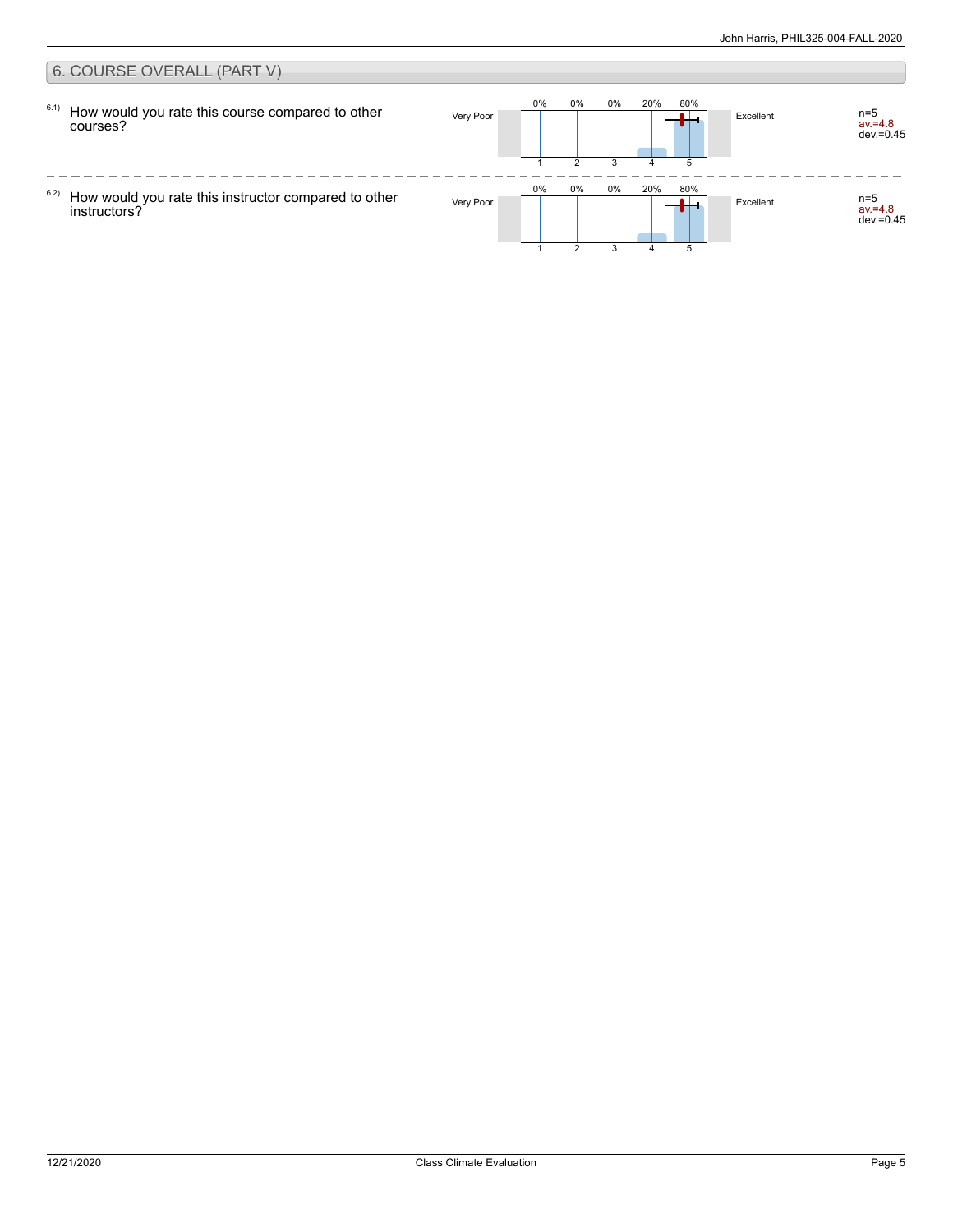## 6. COURSE OVERALL (PART V)

6.1) How would you rate this course compared to other courses?

| Very Poor | 1 | 2 | 3 | 4 | 5 | Excellent | |
|---|---|---|---|---|---|---|---|
| | 0% | 0% | 0% | 20% | 80% | | n=5 av.=4.8 dev.=0.45 |

6.2) How would you rate this instructor compared to other instructors?

| Very Poor | 1 | 2 | 3 | 4 | 5 | Excellent | |
|---|---|---|---|---|---|---|---|
| | 0% | 0% | 0% | 20% | 80% | | n=5 av.=4.8 dev.=0.45 |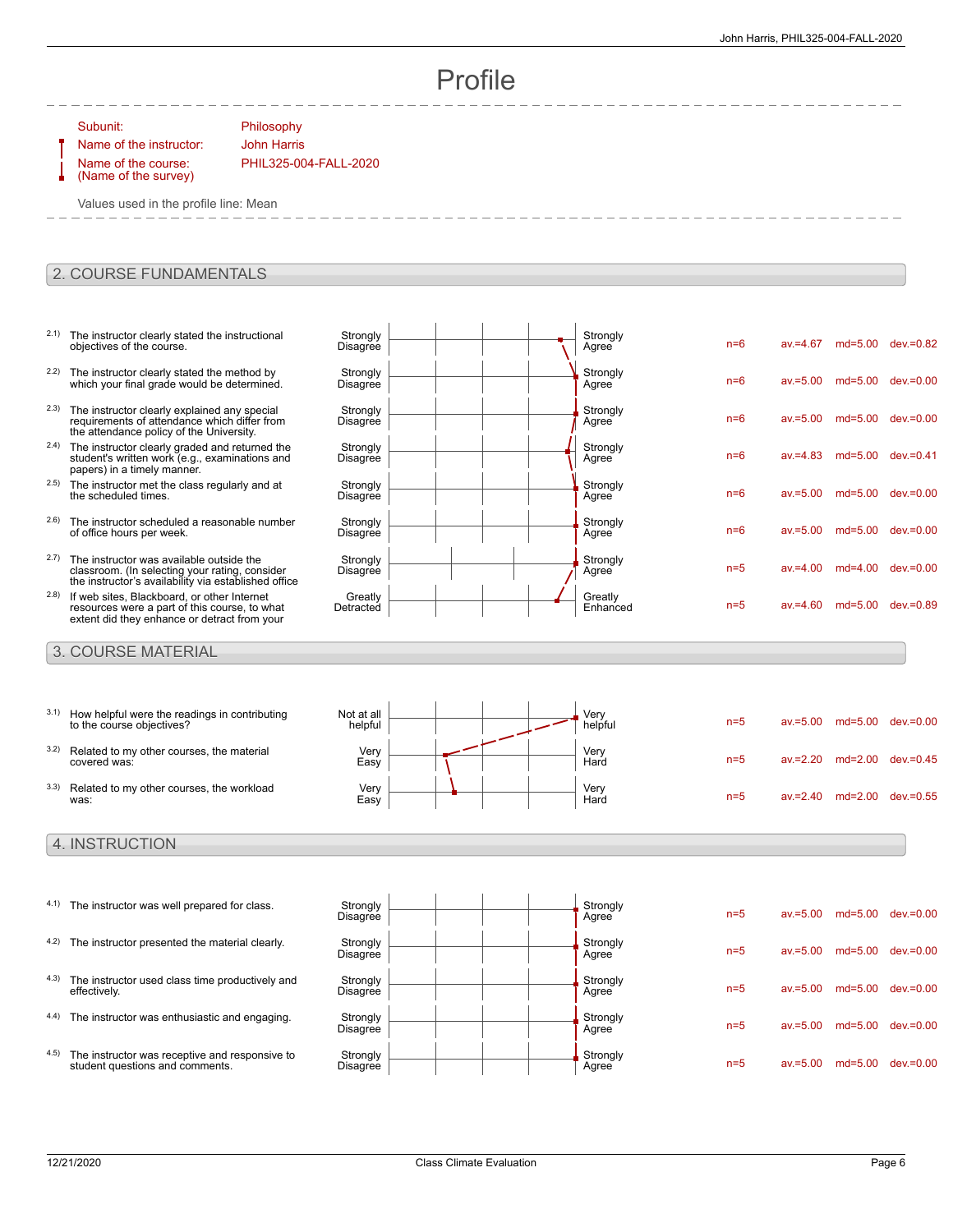# Profile

Subunit: Philosophy
Name of the instructor: John Harris
Name of the course: (Name of the survey) PHIL325-004-FALL-2020

Values used in the profile line: Mean

## 2. COURSE FUNDAMENTALS

| | Item | Left pole | Right pole | n | av. | md | dev. |
|---|---|---|---|---|---|---|---|
| 2.1) | The instructor clearly stated the instructional objectives of the course. | Strongly Disagree | Strongly Agree | n=6 | av.=4.67 | md=5.00 | dev.=0.82 |
| 2.2) | The instructor clearly stated the method by which your final grade would be determined. | Strongly Disagree | Strongly Agree | n=6 | av.=5.00 | md=5.00 | dev.=0.00 |
| 2.3) | The instructor clearly explained any special requirements of attendance which differ from the attendance policy of the University. | Strongly Disagree | Strongly Agree | n=6 | av.=5.00 | md=5.00 | dev.=0.00 |
| 2.4) | The instructor clearly graded and returned the student's written work (e.g., examinations and papers) in a timely manner. | Strongly Disagree | Strongly Agree | n=6 | av.=4.83 | md=5.00 | dev.=0.41 |
| 2.5) | The instructor met the class regularly and at the scheduled times. | Strongly Disagree | Strongly Agree | n=6 | av.=5.00 | md=5.00 | dev.=0.00 |
| 2.6) | The instructor scheduled a reasonable number of office hours per week. | Strongly Disagree | Strongly Agree | n=6 | av.=5.00 | md=5.00 | dev.=0.00 |
| 2.7) | The instructor was available outside the classroom. (In selecting your rating, consider the instructor's availability via established office | Strongly Disagree | Strongly Agree | n=5 | av.=4.00 | md=4.00 | dev.=0.00 |
| 2.8) | If web sites, Blackboard, or other Internet resources were a part of this course, to what extent did they enhance or detract from your | Greatly Detracted | Greatly Enhanced | n=5 | av.=4.60 | md=5.00 | dev.=0.89 |

## 3. COURSE MATERIAL

| | Item | Left pole | Right pole | n | av. | md | dev. |
|---|---|---|---|---|---|---|---|
| 3.1) | How helpful were the readings in contributing to the course objectives? | Not at all helpful | Very helpful | n=5 | av.=5.00 | md=5.00 | dev.=0.00 |
| 3.2) | Related to my other courses, the material covered was: | Very Easy | Very Hard | n=5 | av.=2.20 | md=2.00 | dev.=0.45 |
| 3.3) | Related to my other courses, the workload was: | Very Easy | Very Hard | n=5 | av.=2.40 | md=2.00 | dev.=0.55 |

## 4. INSTRUCTION

| | Item | Left pole | Right pole | n | av. | md | dev. |
|---|---|---|---|---|---|---|---|
| 4.1) | The instructor was well prepared for class. | Strongly Disagree | Strongly Agree | n=5 | av.=5.00 | md=5.00 | dev.=0.00 |
| 4.2) | The instructor presented the material clearly. | Strongly Disagree | Strongly Agree | n=5 | av.=5.00 | md=5.00 | dev.=0.00 |
| 4.3) | The instructor used class time productively and effectively. | Strongly Disagree | Strongly Agree | n=5 | av.=5.00 | md=5.00 | dev.=0.00 |
| 4.4) | The instructor was enthusiastic and engaging. | Strongly Disagree | Strongly Agree | n=5 | av.=5.00 | md=5.00 | dev.=0.00 |
| 4.5) | The instructor was receptive and responsive to student questions and comments. | Strongly Disagree | Strongly Agree | n=5 | av.=5.00 | md=5.00 | dev.=0.00 |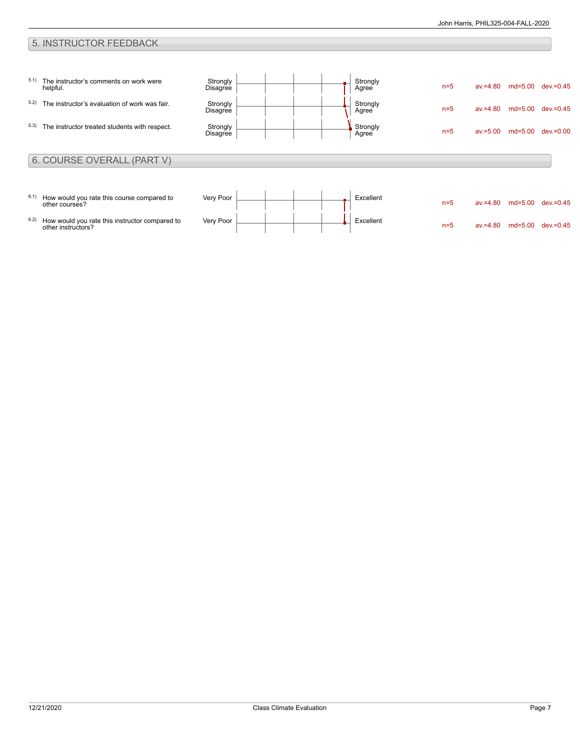## 5. INSTRUCTOR FEEDBACK

| Item | Question | Left pole | Right pole | n | av. | md | dev. |
|---|---|---|---|---|---|---|---|
| 5.1) | The instructor's comments on work were helpful. | Strongly Disagree | Strongly Agree | n=5 | av.=4.80 | md=5.00 | dev.=0.45 |
| 5.2) | The instructor's evaluation of work was fair. | Strongly Disagree | Strongly Agree | n=5 | av.=4.80 | md=5.00 | dev.=0.45 |
| 5.3) | The instructor treated students with respect. | Strongly Disagree | Strongly Agree | n=5 | av.=5.00 | md=5.00 | dev.=0.00 |

## 6. COURSE OVERALL (PART V)

| Item | Question | Left pole | Right pole | n | av. | md | dev. |
|---|---|---|---|---|---|---|---|
| 6.1) | How would you rate this course compared to other courses? | Very Poor | Excellent | n=5 | av.=4.80 | md=5.00 | dev.=0.45 |
| 6.2) | How would you rate this instructor compared to other instructors? | Very Poor | Excellent | n=5 | av.=4.80 | md=5.00 | dev.=0.45 |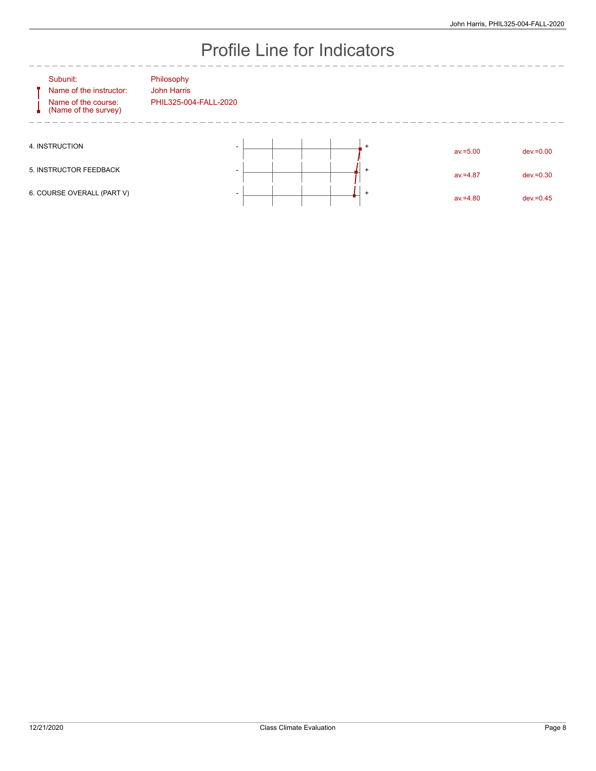# Profile Line for Indicators

| | |
|---|---|
| Subunit: | Philosophy |
| Name of the instructor: | John Harris |
| Name of the course: (Name of the survey) | PHIL325-004-FALL-2020 |

| Indicator | av. | dev. |
|---|---|---|
| 4. INSTRUCTION | av.=5.00 | dev.=0.00 |
| 5. INSTRUCTOR FEEDBACK | av.=4.87 | dev.=0.30 |
| 6. COURSE OVERALL (PART V) | av.=4.80 | dev.=0.45 |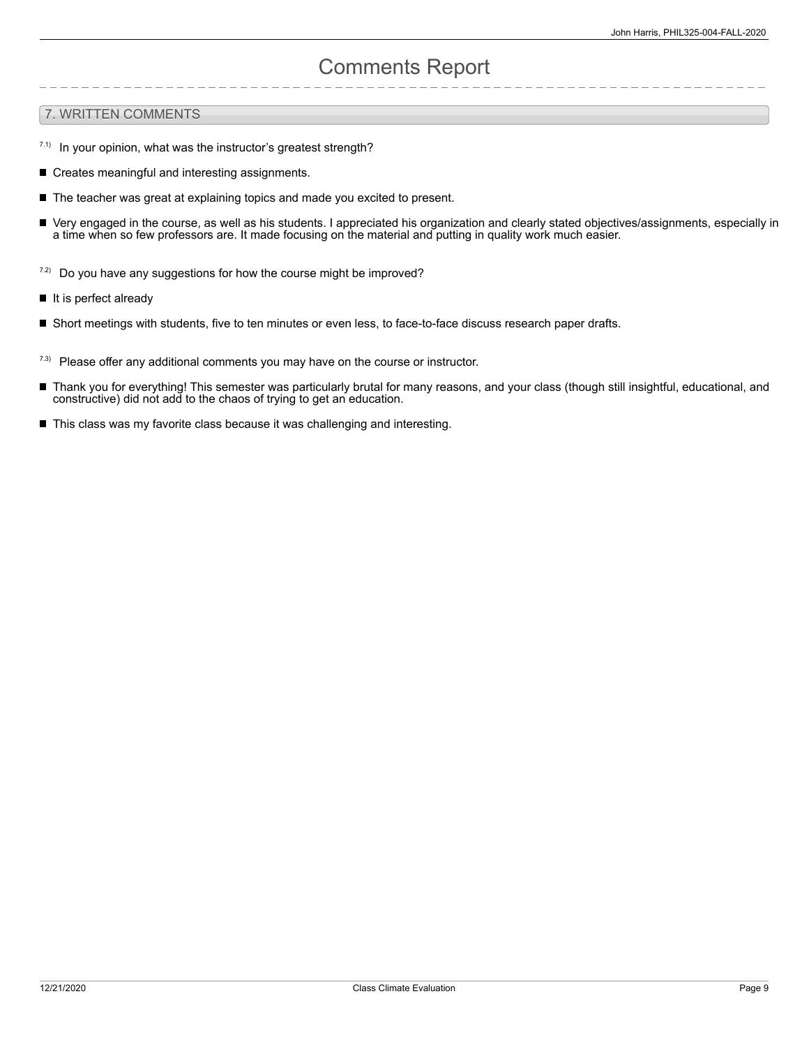# Comments Report

## 7. WRITTEN COMMENTS

7.1) In your opinion, what was the instructor’s greatest strength?

- Creates meaningful and interesting assignments.
- The teacher was great at explaining topics and made you excited to present.
- Very engaged in the course, as well as his students. I appreciated his organization and clearly stated objectives/assignments, especially in a time when so few professors are. It made focusing on the material and putting in quality work much easier.

7.2) Do you have any suggestions for how the course might be improved?

- It is perfect already
- Short meetings with students, five to ten minutes or even less, to face-to-face discuss research paper drafts.

7.3) Please offer any additional comments you may have on the course or instructor.

- Thank you for everything! This semester was particularly brutal for many reasons, and your class (though still insightful, educational, and constructive) did not add to the chaos of trying to get an education.
- This class was my favorite class because it was challenging and interesting.